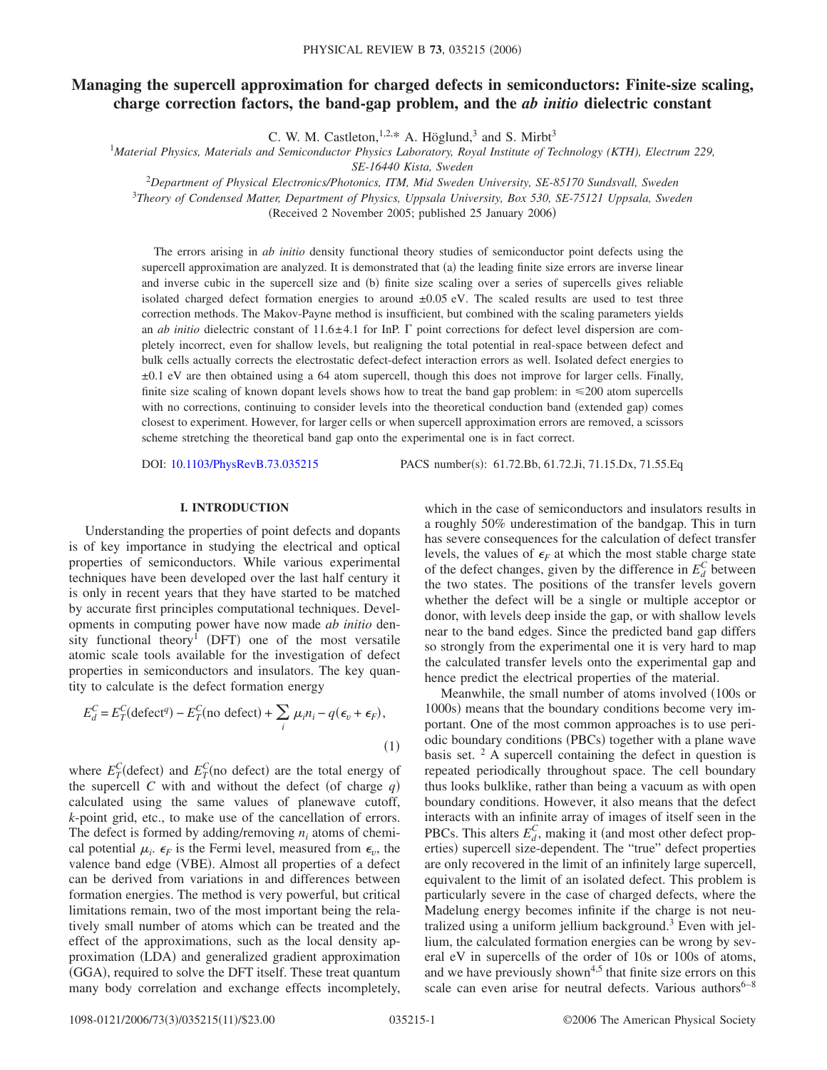# Managing the supercell approximation for charged defects in semiconductors: Finite-size scaling, charge correction factors, the band-gap problem, and the *ab initio* dielectric constant

C. W. M. Castleton,[1,2,*] A. Höglund,[3] and S. Mirbt[3]

[1]*Material Physics, Materials and Semiconductor Physics Laboratory, Royal Institute of Technology (KTH), Electrum 229, SE-16440 Kista, Sweden*

[2]*Department of Physical Electronics/Photonics, ITM, Mid Sweden University, SE-85170 Sundsvall, Sweden*

[3]*Theory of Condensed Matter, Department of Physics, Uppsala University, Box 530, SE-75121 Uppsala, Sweden*

(Received 2 November 2005; published 25 January 2006)

The errors arising in *ab initio* density functional theory studies of semiconductor point defects using the supercell approximation are analyzed. It is demonstrated that (a) the leading finite size errors are inverse linear and inverse cubic in the supercell size and (b) finite size scaling over a series of supercells gives reliable isolated charged defect formation energies to around ±0.05 eV. The scaled results are used to test three correction methods. The Makov-Payne method is insufficient, but combined with the scaling parameters yields an *ab initio* dielectric constant of 11.6±4.1 for InP. Γ point corrections for defect level dispersion are completely incorrect, even for shallow levels, but realigning the total potential in real-space between defect and bulk cells actually corrects the electrostatic defect-defect interaction errors as well. Isolated defect energies to ±0.1 eV are then obtained using a 64 atom supercell, though this does not improve for larger cells. Finally, finite size scaling of known dopant levels shows how to treat the band gap problem: in ≤200 atom supercells with no corrections, continuing to consider levels into the theoretical conduction band (extended gap) comes closest to experiment. However, for larger cells or when supercell approximation errors are removed, a scissors scheme stretching the theoretical band gap onto the experimental one is in fact correct.

DOI: 10.1103/PhysRevB.73.035215 PACS number(s): 61.72.Bb, 61.72.Ji, 71.15.Dx, 71.55.Eq

## I. INTRODUCTION

Understanding the properties of point defects and dopants is of key importance in studying the electrical and optical properties of semiconductors. While various experimental techniques have been developed over the last half century it is only in recent years that they have started to be matched by accurate first principles computational techniques. Developments in computing power have now made *ab initio* density functional theory[1] (DFT) one of the most versatile atomic scale tools available for the investigation of defect properties in semiconductors and insulators. The key quantity to calculate is the defect formation energy

$$E_d^C = E_T^C(\text{defect}^q) - E_T^C(\text{no defect}) + \sum_i \mu_i n_i - q(\epsilon_v + \epsilon_F), \tag{1}$$

where $E_T^C(\text{defect})$ and $E_T^C(\text{no defect})$ are the total energy of the supercell $C$ with and without the defect (of charge $q$) calculated using the same values of planewave cutoff, $k$-point grid, etc., to make use of the cancellation of errors. The defect is formed by adding/removing $n_i$ atoms of chemical potential $\mu_i$. $\epsilon_F$ is the Fermi level, measured from $\epsilon_v$, the valence band edge (VBE). Almost all properties of a defect can be derived from variations in and differences between formation energies. The method is very powerful, but critical limitations remain, two of the most important being the relatively small number of atoms which can be treated and the effect of the approximations, such as the local density approximation (LDA) and generalized gradient approximation (GGA), required to solve the DFT itself. These treat quantum many body correlation and exchange effects incompletely, which in the case of semiconductors and insulators results in a roughly 50% underestimation of the bandgap. This in turn has severe consequences for the calculation of defect transfer levels, the values of $\epsilon_F$ at which the most stable charge state of the defect changes, given by the difference in $E_d^C$ between the two states. The positions of the transfer levels govern whether the defect will be a single or multiple acceptor or donor, with levels deep inside the gap, or with shallow levels near to the band edges. Since the predicted band gap differs so strongly from the experimental one it is very hard to map the calculated transfer levels onto the experimental gap and hence predict the electrical properties of the material.

Meanwhile, the small number of atoms involved (100s or 1000s) means that the boundary conditions become very important. One of the most common approaches is to use periodic boundary conditions (PBCs) together with a plane wave basis set. [2] A supercell containing the defect in question is repeated periodically throughout space. The cell boundary thus looks bulklike, rather than being a vacuum as with open boundary conditions. However, it also means that the defect interacts with an infinite array of images of itself seen in the PBCs. This alters $E_d^C$, making it (and most other defect properties) supercell size-dependent. The "true" defect properties are only recovered in the limit of an infinitely large supercell, equivalent to the limit of an isolated defect. This problem is particularly severe in the case of charged defects, where the Madelung energy becomes infinite if the charge is not neutralized using a uniform jellium background.[3] Even with jellium, the calculated formation energies can be wrong by several eV in supercells of the order of 10s or 100s of atoms, and we have previously shown[4,5] that finite size errors on this scale can even arise for neutral defects. Various authors[6–8]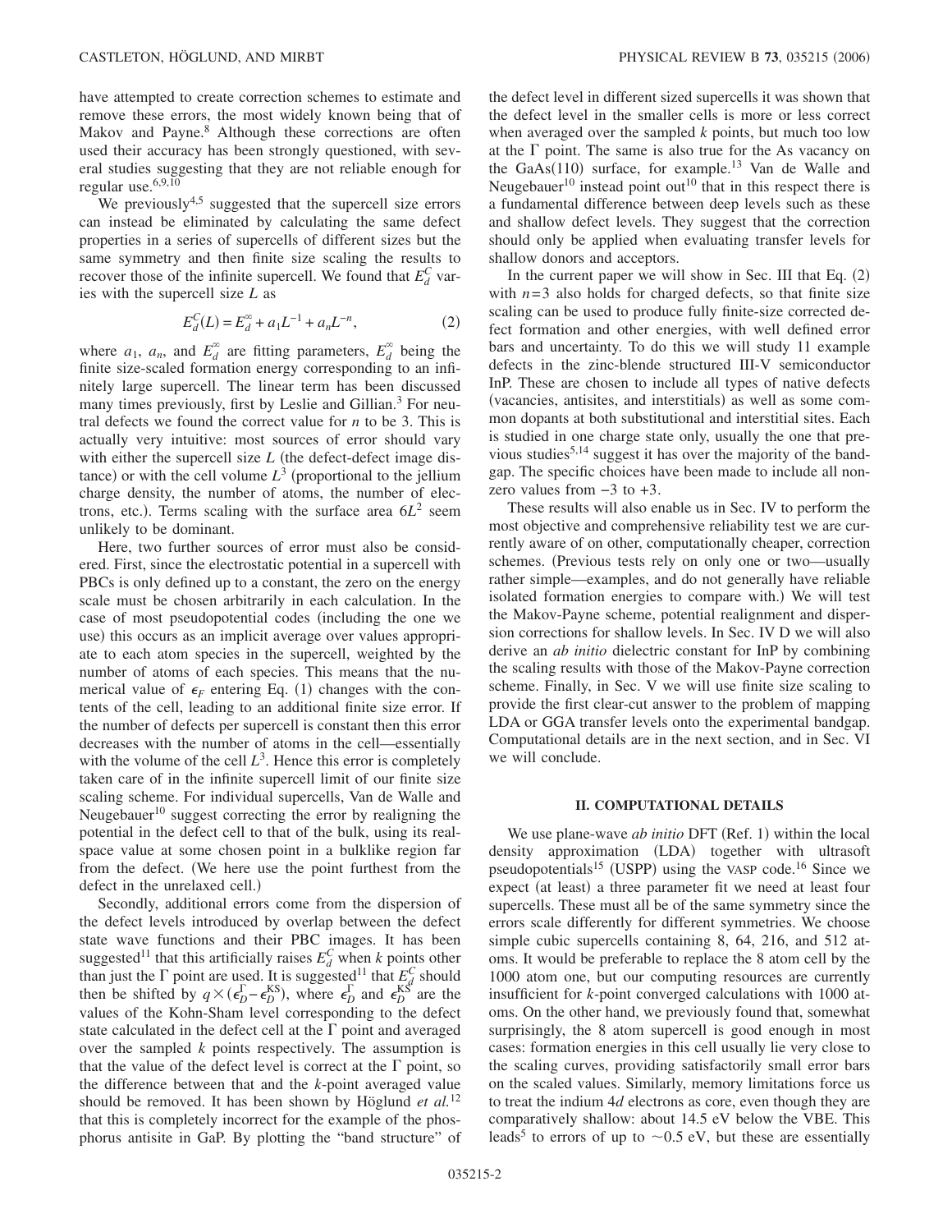have attempted to create correction schemes to estimate and remove these errors, the most widely known being that of Makov and Payne.[8] Although these corrections are often used their accuracy has been strongly questioned, with several studies suggesting that they are not reliable enough for regular use.[6,9,10]

We previously[4,5] suggested that the supercell size errors can instead be eliminated by calculating the same defect properties in a series of supercells of different sizes but the same symmetry and then finite size scaling the results to recover those of the infinite supercell. We found that $E_d^C$ varies with the supercell size $L$ as

$$E_d^C(L) = E_d^\infty + a_1 L^{-1} + a_n L^{-n}, \tag{2}$$

where $a_1$, $a_n$, and $E_d^\infty$ are fitting parameters, $E_d^\infty$ being the finite size-scaled formation energy corresponding to an infinitely large supercell. The linear term has been discussed many times previously, first by Leslie and Gillian.[3] For neutral defects we found the correct value for $n$ to be 3. This is actually very intuitive: most sources of error should vary with either the supercell size $L$ (the defect-defect image distance) or with the cell volume $L^3$ (proportional to the jellium charge density, the number of atoms, the number of electrons, etc.). Terms scaling with the surface area $6L^2$ seem unlikely to be dominant.

Here, two further sources of error must also be considered. First, since the electrostatic potential in a supercell with PBCs is only defined up to a constant, the zero on the energy scale must be chosen arbitrarily in each calculation. In the case of most pseudopotential codes (including the one we use) this occurs as an implicit average over values appropriate to each atom species in the supercell, weighted by the number of atoms of each species. This means that the numerical value of $\epsilon_F$ entering Eq. (1) changes with the contents of the cell, leading to an additional finite size error. If the number of defects per supercell is constant then this error decreases with the number of atoms in the cell—essentially with the volume of the cell $L^3$. Hence this error is completely taken care of in the infinite supercell limit of our finite size scaling scheme. For individual supercells, Van de Walle and Neugebauer[10] suggest correcting the error by realigning the potential in the defect cell to that of the bulk, using its real-space value at some chosen point in a bulklike region far from the defect. (We here use the point furthest from the defect in the unrelaxed cell.)

Secondly, additional errors come from the dispersion of the defect levels introduced by overlap between the defect state wave functions and their PBC images. It has been suggested[11] that this artificially raises $E_d^C$ when $k$ points other than just the $\Gamma$ point are used. It is suggested[11] that $E_d^C$ should then be shifted by $q \times (\epsilon_D^\Gamma - \epsilon_D^{\mathrm{KS}})$, where $\epsilon_D^\Gamma$ and $\epsilon_D^{\mathrm{KS}}$ are the values of the Kohn-Sham level corresponding to the defect state calculated in the defect cell at the $\Gamma$ point and averaged over the sampled $k$ points respectively. The assumption is that the value of the defect level is correct at the $\Gamma$ point, so the difference between that and the $k$-point averaged value should be removed. It has been shown by Höglund *et al.*[12] that this is completely incorrect for the example of the phosphorus antisite in GaP. By plotting the "band structure" of the defect level in different sized supercells it was shown that the defect level in the smaller cells is more or less correct when averaged over the sampled $k$ points, but much too low at the $\Gamma$ point. The same is also true for the As vacancy on the GaAs(110) surface, for example.[13] Van de Walle and Neugebauer[10] instead point out[10] that in this respect there is a fundamental difference between deep levels such as these and shallow defect levels. They suggest that the correction should only be applied when evaluating transfer levels for shallow donors and acceptors.

In the current paper we will show in Sec. III that Eq. (2) with $n=3$ also holds for charged defects, so that finite size scaling can be used to produce fully finite-size corrected defect formation and other energies, with well defined error bars and uncertainty. To do this we will study 11 example defects in the zinc-blende structured III-V semiconductor InP. These are chosen to include all types of native defects (vacancies, antisites, and interstitials) as well as some common dopants at both substitutional and interstitial sites. Each is studied in one charge state only, usually the one that previous studies[5,14] suggest it has over the majority of the bandgap. The specific choices have been made to include all nonzero values from $-3$ to $+3$.

These results will also enable us in Sec. IV to perform the most objective and comprehensive reliability test we are currently aware of on other, computationally cheaper, correction schemes. (Previous tests rely on only one or two—usually rather simple—examples, and do not generally have reliable isolated formation energies to compare with.) We will test the Makov-Payne scheme, potential realignment and dispersion corrections for shallow levels. In Sec. IV D we will also derive an *ab initio* dielectric constant for InP by combining the scaling results with those of the Makov-Payne correction scheme. Finally, in Sec. V we will use finite size scaling to provide the first clear-cut answer to the problem of mapping LDA or GGA transfer levels onto the experimental bandgap. Computational details are in the next section, and in Sec. VI we will conclude.

## II. COMPUTATIONAL DETAILS

We use plane-wave *ab initio* DFT (Ref. 1) within the local density approximation (LDA) together with ultrasoft pseudopotentials[15] (USPP) using the VASP code.[16] Since we expect (at least) a three parameter fit we need at least four supercells. These must all be of the same symmetry since the errors scale differently for different symmetries. We choose simple cubic supercells containing 8, 64, 216, and 512 atoms. It would be preferable to replace the 8 atom cell by the 1000 atom one, but our computing resources are currently insufficient for $k$-point converged calculations with 1000 atoms. On the other hand, we previously found that, somewhat surprisingly, the 8 atom supercell is good enough in most cases: formation energies in this cell usually lie very close to the scaling curves, providing satisfactorily small error bars on the scaled values. Similarly, memory limitations force us to treat the indium 4$d$ electrons as core, even though they are comparatively shallow: about 14.5 eV below the VBE. This leads[5] to errors of up to ~0.5 eV, but these are essentially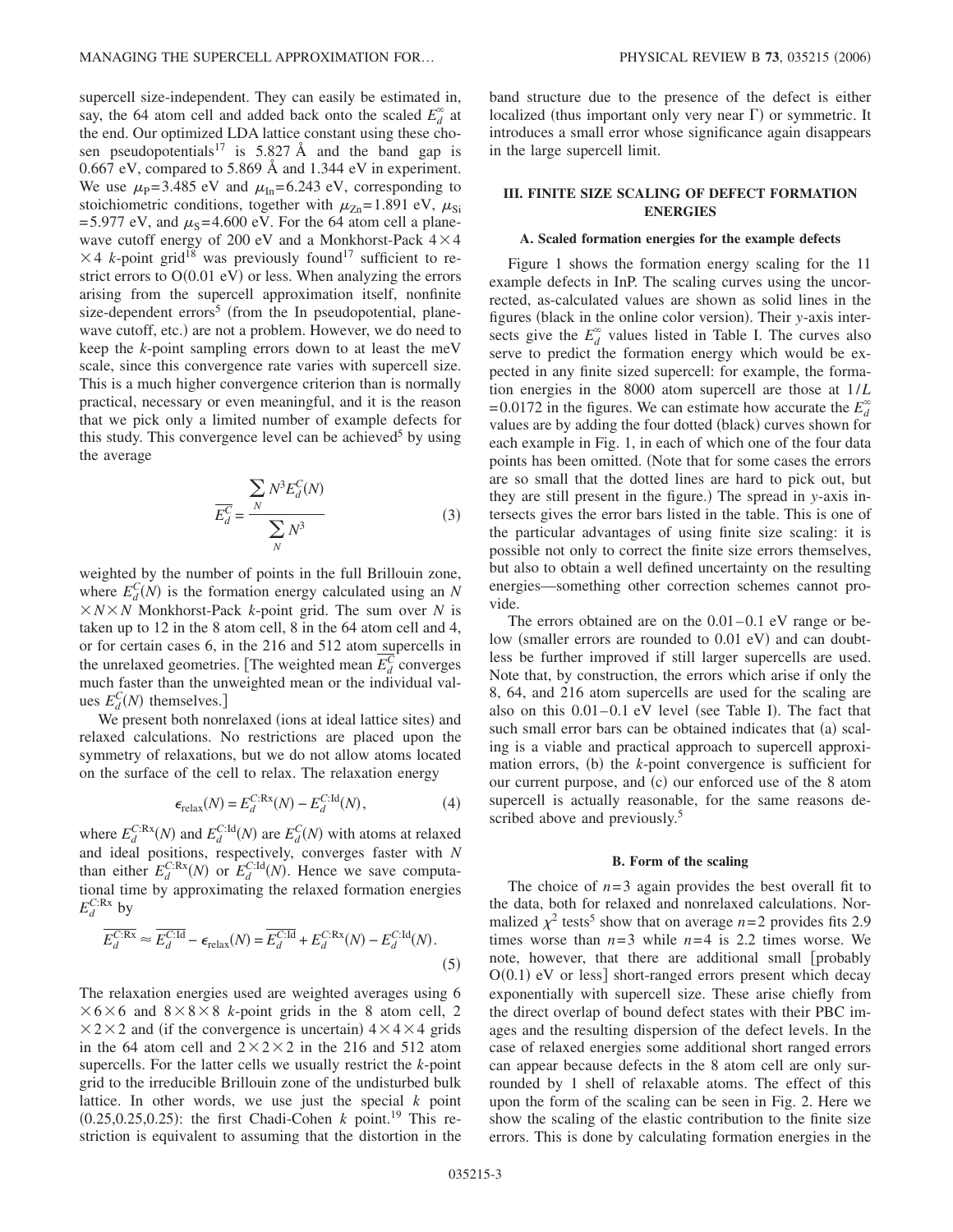supercell size-independent. They can easily be estimated in, say, the 64 atom cell and added back onto the scaled $E_d^\infty$ at the end. Our optimized LDA lattice constant using these chosen pseudopotentials[17] is 5.827 Å and the band gap is 0.667 eV, compared to 5.869 Å and 1.344 eV in experiment. We use $\mu_{\rm P}=3.485$ eV and $\mu_{\rm In}=6.243$ eV, corresponding to stoichiometric conditions, together with $\mu_{\rm Zn}=1.891$ eV, $\mu_{\rm Si}=5.977$ eV, and $\mu_{\rm S}=4.600$ eV. For the 64 atom cell a plane-wave cutoff energy of 200 eV and a Monkhorst-Pack $4\times4\times4$ $k$-point grid[18] was previously found[17] sufficient to restrict errors to O(0.01 eV) or less. When analyzing the errors arising from the supercell approximation itself, nonfinite size-dependent errors[5] (from the In pseudopotential, plane-wave cutoff, etc.) are not a problem. However, we do need to keep the $k$-point sampling errors down to at least the meV scale, since this convergence rate varies with supercell size. This is a much higher convergence criterion than is normally practical, necessary or even meaningful, and it is the reason that we pick only a limited number of example defects for this study. This convergence level can be achieved[5] by using the average

$$\overline{E_d^C} = \frac{\sum_N N^3 E_d^C(N)}{\sum_N N^3} \tag{3}$$

weighted by the number of points in the full Brillouin zone, where $E_d^C(N)$ is the formation energy calculated using an $N\times N\times N$ Monkhorst-Pack $k$-point grid. The sum over $N$ is taken up to 12 in the 8 atom cell, 8 in the 64 atom cell and 4, or for certain cases 6, in the 216 and 512 atom supercells in the unrelaxed geometries. [The weighted mean $\overline{E_d^C}$ converges much faster than the unweighted mean or the individual values $E_d^C(N)$ themselves.]

We present both nonrelaxed (ions at ideal lattice sites) and relaxed calculations. No restrictions are placed upon the symmetry of relaxations, but we do not allow atoms located on the surface of the cell to relax. The relaxation energy

$$\epsilon_{\rm relax}(N) = E_d^{C:{\rm Rx}}(N) - E_d^{C:{\rm Id}}(N), \tag{4}$$

where $E_d^{C:{\rm Rx}}(N)$ and $E_d^{C:{\rm Id}}(N)$ are $E_d^C(N)$ with atoms at relaxed and ideal positions, respectively, converges faster with $N$ than either $E_d^{C:{\rm Rx}}(N)$ or $E_d^{C:{\rm Id}}(N)$. Hence we save computational time by approximating the relaxed formation energies $E_d^{C:{\rm Rx}}$ by

$$\overline{E_d^{C:{\rm Rx}}} \approx \overline{E_d^{C:{\rm Id}}} - \epsilon_{\rm relax}(N) = \overline{E_d^{C:{\rm Id}}} + E_d^{C:{\rm Rx}}(N) - E_d^{C:{\rm Id}}(N). \tag{5}$$

The relaxation energies used are weighted averages using $6\times6\times6$ and $8\times8\times8$ $k$-point grids in the 8 atom cell, $2\times2\times2$ and (if the convergence is uncertain) $4\times4\times4$ grids in the 64 atom cell and $2\times2\times2$ in the 216 and 512 atom supercells. For the latter cells we usually restrict the $k$-point grid to the irreducible Brillouin zone of the undisturbed bulk lattice. In other words, we use just the special $k$ point (0.25,0.25,0.25): the first Chadi-Cohen $k$ point.[19] This restriction is equivalent to assuming that the distortion in the band structure due to the presence of the defect is either localized (thus important only very near Γ) or symmetric. It introduces a small error whose significance again disappears in the large supercell limit.

## III. FINITE SIZE SCALING OF DEFECT FORMATION ENERGIES

### A. Scaled formation energies for the example defects

Figure 1 shows the formation energy scaling for the 11 example defects in InP. The scaling curves using the uncorrected, as-calculated values are shown as solid lines in the figures (black in the online color version). Their $y$-axis intersects give the $E_d^\infty$ values listed in Table I. The curves also serve to predict the formation energy which would be expected in any finite sized supercell: for example, the formation energies in the 8000 atom supercell are those at $1/L=0.0172$ in the figures. We can estimate how accurate the $E_d^\infty$ values are by adding the four dotted (black) curves shown for each example in Fig. 1, in each of which one of the four data points has been omitted. (Note that for some cases the errors are so small that the dotted lines are hard to pick out, but they are still present in the figure.) The spread in $y$-axis intersects gives the error bars listed in the table. This is one of the particular advantages of using finite size scaling: it is possible not only to correct the finite size errors themselves, but also to obtain a well defined uncertainty on the resulting energies—something other correction schemes cannot provide.

The errors obtained are on the 0.01–0.1 eV range or below (smaller errors are rounded to 0.01 eV) and can doubtless be further improved if still larger supercells are used. Note that, by construction, the errors which arise if only the 8, 64, and 216 atom supercells are used for the scaling are also on this 0.01–0.1 eV level (see Table I). The fact that such small error bars can be obtained indicates that (a) scaling is a viable and practical approach to supercell approximation errors, (b) the $k$-point convergence is sufficient for our current purpose, and (c) our enforced use of the 8 atom supercell is actually reasonable, for the same reasons described above and previously.[5]

### B. Form of the scaling

The choice of $n=3$ again provides the best overall fit to the data, both for relaxed and nonrelaxed calculations. Normalized $\chi^2$ tests[5] show that on average $n=2$ provides fits 2.9 times worse than $n=3$ while $n=4$ is 2.2 times worse. We note, however, that there are additional small [probably O(0.1) eV or less] short-ranged errors present which decay exponentially with supercell size. These arise chiefly from the direct overlap of bound defect states with their PBC images and the resulting dispersion of the defect levels. In the case of relaxed energies some additional short ranged errors can appear because defects in the 8 atom cell are only surrounded by 1 shell of relaxable atoms. The effect of this upon the form of the scaling can be seen in Fig. 2. Here we show the scaling of the elastic contribution to the finite size errors. This is done by calculating formation energies in the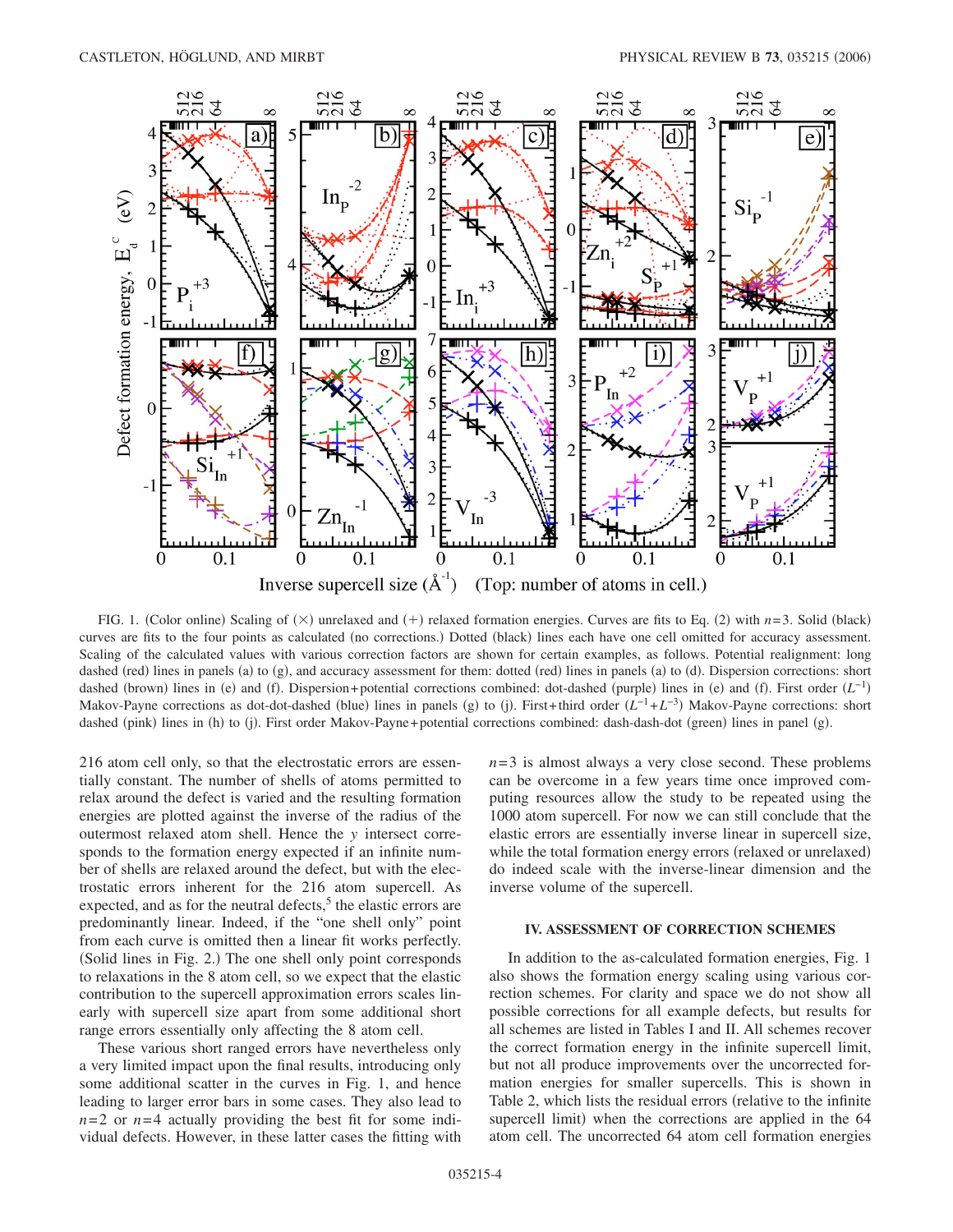FIG. 1. (Color online) Scaling of (×) unrelaxed and (+) relaxed formation energies. Curves are fits to Eq. (2) with $n=3$. Solid (black) curves are fits to the four points as calculated (no corrections.) Dotted (black) lines each have one cell omitted for accuracy assessment. Scaling of the calculated values with various correction factors are shown for certain examples, as follows. Potential realignment: long dashed (red) lines in panels (a) to (g), and accuracy assessment for them: dotted (red) lines in panels (a) to (d). Dispersion corrections: short dashed (brown) lines in (e) and (f). Dispersion+potential corrections combined: dot-dashed (purple) lines in (e) and (f). First order ($L^{-1}$) Makov-Payne corrections as dot-dot-dashed (blue) lines in panels (g) to (j). First+third order ($L^{-1}+L^{-3}$) Makov-Payne corrections: short dashed (pink) lines in (h) to (j). First order Makov-Payne+potential corrections combined: dash-dash-dot (green) lines in panel (g).

216 atom cell only, so that the electrostatic errors are essentially constant. The number of shells of atoms permitted to relax around the defect is varied and the resulting formation energies are plotted against the inverse of the radius of the outermost relaxed atom shell. Hence the $y$ intersect corresponds to the formation energy expected if an infinite number of shells are relaxed around the defect, but with the electrostatic errors inherent for the 216 atom supercell. As expected, and as for the neutral defects,[5] the elastic errors are predominantly linear. Indeed, if the "one shell only" point from each curve is omitted then a linear fit works perfectly. (Solid lines in Fig. 2.) The one shell only point corresponds to relaxations in the 8 atom cell, so we expect that the elastic contribution to the supercell approximation errors scales linearly with supercell size apart from some additional short range errors essentially only affecting the 8 atom cell.

These various short ranged errors have nevertheless only a very limited impact upon the final results, introducing only some additional scatter in the curves in Fig. 1, and hence leading to larger error bars in some cases. They also lead to $n=2$ or $n=4$ actually providing the best fit for some individual defects. However, in these latter cases the fitting with $n=3$ is almost always a very close second. These problems can be overcome in a few years time once improved computing resources allow the study to be repeated using the 1000 atom supercell. For now we can still conclude that the elastic errors are essentially inverse linear in supercell size, while the total formation energy errors (relaxed or unrelaxed) do indeed scale with the inverse-linear dimension and the inverse volume of the supercell.

## IV. ASSESSMENT OF CORRECTION SCHEMES

In addition to the as-calculated formation energies, Fig. 1 also shows the formation energy scaling using various correction schemes. For clarity and space we do not show all possible corrections for all example defects, but results for all schemes are listed in Tables I and II. All schemes recover the correct formation energy in the infinite supercell limit, but not all produce improvements over the uncorrected formation energies for smaller supercells. This is shown in Table 2, which lists the residual errors (relative to the infinite supercell limit) when the corrections are applied in the 64 atom cell. The uncorrected 64 atom cell formation energies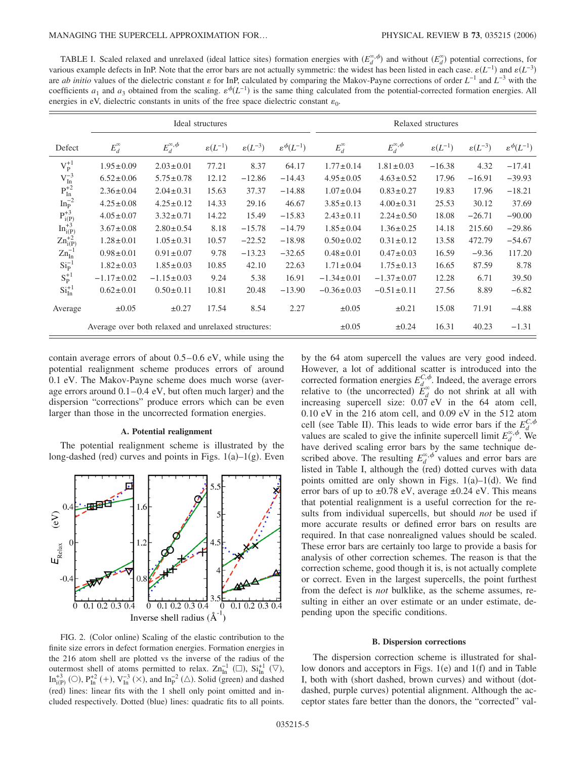TABLE I. Scaled relaxed and unrelaxed (ideal lattice sites) formation energies with ($E_d^{\infty,\phi}$) and without ($E_d^{\infty}$) potential corrections, for various example defects in InP. Note that the error bars are not actually symmetric: the widest has been listed in each case. $\varepsilon(L^{-1})$ and $\varepsilon(L^{-3})$ are *ab initio* values of the dielectric constant $\varepsilon$ for InP, calculated by comparing the Makov-Payne corrections of order $L^{-1}$ and $L^{-3}$ with the coefficients $a_1$ and $a_3$ obtained from the scaling. $\varepsilon^{\phi}(L^{-1})$ is the same thing calculated from the potential-corrected formation energies. All energies in eV, dielectric constants in units of the free space dielectric constant $\varepsilon_0$.

| | Ideal structures | | | | | Relaxed structures | | | | |
|---|---|---|---|---|---|---|---|---|---|---|
| Defect | $E_d^{\infty}$ | $E_d^{\infty,\phi}$ | $\varepsilon(L^{-1})$ | $\varepsilon(L^{-3})$ | $\varepsilon^{\phi}(L^{-1})$ | $E_d^{\infty}$ | $E_d^{\infty,\phi}$ | $\varepsilon(L^{-1})$ | $\varepsilon(L^{-3})$ | $\varepsilon^{\phi}(L^{-1})$ |
| $V_P^{+1}$ | $1.95\pm0.09$ | $2.03\pm0.01$ | 77.21 | 8.37 | 64.17 | $1.77\pm0.14$ | $1.81\pm0.03$ | −16.38 | 4.32 | −17.41 |
| $V_{In}^{-3}$ | $6.52\pm0.06$ | $5.75\pm0.78$ | 12.12 | −12.86 | −14.43 | $4.95\pm0.05$ | $4.63\pm0.52$ | 17.96 | −16.91 | −39.93 |
| $P_{In}^{+2}$ | $2.36\pm0.04$ | $2.04\pm0.31$ | 15.63 | 37.37 | −14.88 | $1.07\pm0.04$ | $0.83\pm0.27$ | 19.83 | 17.96 | −18.21 |
| $In_P^{-2}$ | $4.25\pm0.08$ | $4.25\pm0.12$ | 14.33 | 29.16 | 46.67 | $3.85\pm0.13$ | $4.00\pm0.31$ | 25.53 | 30.12 | 37.69 |
| $P_{i(P)}^{+3}$ | $4.05\pm0.07$ | $3.32\pm0.71$ | 14.22 | 15.49 | −15.83 | $2.43\pm0.11$ | $2.24\pm0.50$ | 18.08 | −26.71 | −90.00 |
| $In_{i(P)}^{+3}$ | $3.67\pm0.08$ | $2.80\pm0.54$ | 8.18 | −15.78 | −14.79 | $1.85\pm0.04$ | $1.36\pm0.25$ | 14.18 | 215.60 | −29.86 |
| $Zn_{i(P)}^{+2}$ | $1.28\pm0.01$ | $1.05\pm0.31$ | 10.57 | −22.52 | −18.98 | $0.50\pm0.02$ | $0.31\pm0.12$ | 13.58 | 472.79 | −54.67 |
| $Zn_{In}^{-1}$ | $0.98\pm0.01$ | $0.91\pm0.07$ | 9.78 | −13.23 | −32.65 | $0.48\pm0.01$ | $0.47\pm0.03$ | 16.59 | −9.36 | 117.20 |
| $Si_P^{-1}$ | $1.82\pm0.03$ | $1.85\pm0.03$ | 10.85 | 42.10 | 22.63 | $1.71\pm0.04$ | $1.75\pm0.13$ | 16.65 | 87.59 | 8.78 |
| $S_P^{+1}$ | $-1.17\pm0.02$ | $-1.15\pm0.03$ | 9.24 | 5.38 | 16.91 | $-1.34\pm0.01$ | $-1.37\pm0.07$ | 12.28 | 6.71 | 39.50 |
| $Si_{In}^{+1}$ | $0.62\pm0.01$ | $0.50\pm0.11$ | 10.81 | 20.48 | −13.90 | $-0.36\pm0.03$ | $-0.51\pm0.11$ | 27.56 | 8.89 | −6.82 |
| Average | $\pm0.05$ | $\pm0.27$ | 17.54 | 8.54 | 2.27 | $\pm0.05$ | $\pm0.21$ | 15.08 | 71.91 | −4.88 |
| Average over both relaxed and unrelaxed structures: | | | | | | $\pm0.05$ | $\pm0.24$ | 16.31 | 40.23 | −1.31 |

contain average errors of about 0.5–0.6 eV, while using the potential realignment scheme produces errors of around 0.1 eV. The Makov-Payne scheme does much worse (average errors around 0.1–0.4 eV, but often much larger) and the dispersion "corrections" produce errors which can be even larger than those in the uncorrected formation energies.

### A. Potential realignment

The potential realignment scheme is illustrated by the long-dashed (red) curves and points in Figs. 1(a)–1(g). Even by the 64 atom supercell the values are very good indeed. However, a lot of additional scatter is introduced into the corrected formation energies $E_d^{C,\phi}$. Indeed, the average errors relative to (the uncorrected) $E_d^{\infty}$ do not shrink at all with increasing supercell size: 0.07 eV in the 64 atom cell, 0.10 eV in the 216 atom cell, and 0.09 eV in the 512 atom cell (see Table II). This leads to wide error bars if the $E_d^{C,\phi}$ values are scaled to give the infinite supercell limit $E_d^{\infty,\phi}$. We have derived scaling error bars by the same technique described above. The resulting $E_d^{\infty,\phi}$ values and error bars are listed in Table I, although the (red) dotted curves with data points omitted are only shown in Figs. 1(a)–1(d). We find error bars of up to $\pm0.78$ eV, average $\pm0.24$ eV. This means that potential realignment is a useful correction for the results from individual supercells, but should *not* be used if more accurate results or defined error bars on results are required. In that case nonrealigned values should be scaled. These error bars are certainly too large to provide a basis for analysis of other correction schemes. The reason is that the correction scheme, good though it is, is not actually complete or correct. Even in the largest supercells, the point furthest from the defect is *not* bulklike, as the scheme assumes, resulting in either an over estimate or an under estimate, depending upon the specific conditions.

FIG. 2. (Color online) Scaling of the elastic contribution to the finite size errors in defect formation energies. Formation energies in the 216 atom shell are plotted vs the inverse of the radius of the outermost shell of atoms permitted to relax. $Zn_{In}^{-1}$ (□), $Si_{In}^{+1}$ (▽), $In_{i(P)}^{+3}$ (○), $P_{In}^{+2}$ (+), $V_{In}^{-3}$ (×), and $In_P^{-2}$ (△). Solid (green) and dashed (red) lines: linear fits with the 1 shell only point omitted and included respectively. Dotted (blue) lines: quadratic fits to all points.

### B. Dispersion corrections

The dispersion correction scheme is illustrated for shallow donors and acceptors in Figs. 1(e) and 1(f) and in Table I, both with (short dashed, brown curves) and without (dot-dashed, purple curves) potential alignment. Although the acceptor states fare better than the donors, the "corrected" val-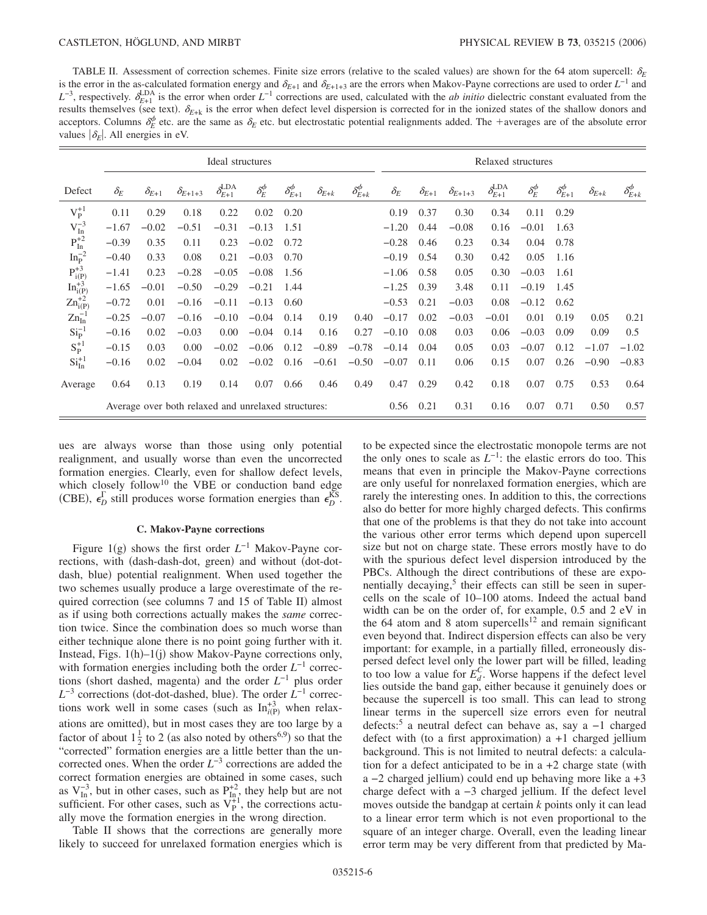TABLE II. Assessment of correction schemes. Finite size errors (relative to the scaled values) are shown for the 64 atom supercell: $\delta_E$ is the error in the as-calculated formation energy and $\delta_{E+1}$ and $\delta_{E+1+3}$ are the errors when Makov-Payne corrections are used to order $L^{-1}$ and $L^{-3}$, respectively. $\delta_{E+1}^{\mathrm{LDA}}$ is the error when order $L^{-1}$ corrections are used, calculated with the *ab initio* dielectric constant evaluated from the results themselves (see text). $\delta_{E+\mathrm{k}}$ is the error when defect level dispersion is corrected for in the ionized states of the shallow donors and acceptors. Columns $\delta_E^{\phi}$ etc. are the same as $\delta_E$ etc. but electrostatic potential realignments added. The +averages are of the absolute error values $|\delta_E|$. All energies in eV.

| | Ideal structures | | | | | | | | Relaxed structures | | | | | | | |
|---|---|---|---|---|---|---|---|---|---|---|---|---|---|---|---|---|
| Defect | $\delta_E$ | $\delta_{E+1}$ | $\delta_{E+1+3}$ | $\delta_{E+1}^{\mathrm{LDA}}$ | $\delta_E^{\phi}$ | $\delta_{E+1}^{\phi}$ | $\delta_{E+k}$ | $\delta_{E+k}^{\phi}$ | $\delta_E$ | $\delta_{E+1}$ | $\delta_{E+1+3}$ | $\delta_{E+1}^{\mathrm{LDA}}$ | $\delta_E^{\phi}$ | $\delta_{E+1}^{\phi}$ | $\delta_{E+k}$ | $\delta_{E+k}^{\phi}$ |
| $V_P^{+1}$ | 0.11 | 0.29 | 0.18 | 0.22 | 0.02 | 0.20 | | | 0.19 | 0.37 | 0.30 | 0.34 | 0.11 | 0.29 | | |
| $V_{In}^{-3}$ | −1.67 | −0.02 | −0.51 | −0.31 | −0.13 | 1.51 | | | −1.20 | 0.44 | −0.08 | 0.16 | −0.01 | 1.63 | | |
| $P_{In}^{+2}$ | −0.39 | 0.35 | 0.11 | 0.23 | −0.02 | 0.72 | | | −0.28 | 0.46 | 0.23 | 0.34 | 0.04 | 0.78 | | |
| $In_P^{-2}$ | −0.40 | 0.33 | 0.08 | 0.21 | −0.03 | 0.70 | | | −0.19 | 0.54 | 0.30 | 0.42 | 0.05 | 1.16 | | |
| $P_{i(P)}^{+3}$ | −1.41 | 0.23 | −0.28 | −0.05 | −0.08 | 1.56 | | | −1.06 | 0.58 | 0.05 | 0.30 | −0.03 | 1.61 | | |
| $In_{i(P)}^{+3}$ | −1.65 | −0.01 | −0.50 | −0.29 | −0.21 | 1.44 | | | −1.25 | 0.39 | 3.48 | 0.11 | −0.19 | 1.45 | | |
| $Zn_{i(P)}^{+2}$ | −0.72 | 0.01 | −0.16 | −0.11 | −0.13 | 0.60 | | | −0.53 | 0.21 | −0.03 | 0.08 | −0.12 | 0.62 | | |
| $Zn_{In}^{-1}$ | −0.25 | −0.07 | −0.16 | −0.10 | −0.04 | 0.14 | 0.19 | 0.40 | −0.17 | 0.02 | −0.03 | −0.01 | 0.01 | 0.19 | 0.05 | 0.21 |
| $Si_P^{-1}$ | −0.16 | 0.02 | −0.03 | 0.00 | −0.04 | 0.14 | 0.16 | 0.27 | −0.10 | 0.08 | 0.03 | 0.06 | −0.03 | 0.09 | 0.09 | 0.5 |
| $S_P^{+1}$ | −0.15 | 0.03 | 0.00 | −0.02 | −0.06 | 0.12 | −0.89 | −0.78 | −0.14 | 0.04 | 0.05 | 0.03 | −0.07 | 0.12 | −1.07 | −1.02 |
| $Si_{In}^{+1}$ | −0.16 | 0.02 | −0.04 | 0.02 | −0.02 | 0.16 | −0.61 | −0.50 | −0.07 | 0.11 | 0.06 | 0.15 | 0.07 | 0.26 | −0.90 | −0.83 |
| Average | 0.64 | 0.13 | 0.19 | 0.14 | 0.07 | 0.66 | 0.46 | 0.49 | 0.47 | 0.29 | 0.42 | 0.18 | 0.07 | 0.75 | 0.53 | 0.64 |
| Average over both relaxed and unrelaxed structures: | | | | | | | | | 0.56 | 0.21 | 0.31 | 0.16 | 0.07 | 0.71 | 0.50 | 0.57 |

ues are always worse than those using only potential realignment, and usually worse than even the uncorrected formation energies. Clearly, even for shallow defect levels, which closely follow[10] the VBE or conduction band edge (CBE), $\epsilon_D^{\Gamma}$ still produces worse formation energies than $\epsilon_D^{\mathrm{KS}}$.

### C. Makov-Payne corrections

Figure 1(g) shows the first order $L^{-1}$ Makov-Payne corrections, with (dash-dash-dot, green) and without (dot-dot-dash, blue) potential realignment. When used together the two schemes usually produce a large overestimate of the required correction (see columns 7 and 15 of Table II) almost as if using both corrections actually makes the *same* correction twice. Since the combination does so much worse than either technique alone there is no point going further with it. Instead, Figs. 1(h)–1(j) show Makov-Payne corrections only, with formation energies including both the order $L^{-1}$ corrections (short dashed, magenta) and the order $L^{-1}$ plus order $L^{-3}$ corrections (dot-dot-dashed, blue). The order $L^{-1}$ corrections work well in some cases (such as $In_{i(P)}^{+3}$ when relaxations are omitted), but in most cases they are too large by a factor of about $1\frac{1}{2}$ to 2 (as also noted by others[6,9]) so that the "corrected" formation energies are a little better than the uncorrected ones. When the order $L^{-3}$ corrections are added the correct formation energies are obtained in some cases, such as $V_{In}^{-3}$, but in other cases, such as $P_{In}^{+2}$, they help but are not sufficient. For other cases, such as $V_P^{+1}$, the corrections actually move the formation energies in the wrong direction.

Table II shows that the corrections are generally more likely to succeed for unrelaxed formation energies which is to be expected since the electrostatic monopole terms are not the only ones to scale as $L^{-1}$: the elastic errors do too. This means that even in principle the Makov-Payne corrections are only useful for nonrelaxed formation energies, which are rarely the interesting ones. In addition to this, the corrections also do better for more highly charged defects. This confirms that one of the problems is that they do not take into account the various other error terms which depend upon supercell size but not on charge state. These errors mostly have to do with the spurious defect level dispersion introduced by the PBCs. Although the direct contributions of these are exponentially decaying,[5] their effects can still be seen in supercells on the scale of 10–100 atoms. Indeed the actual band width can be on the order of, for example, 0.5 and 2 eV in the 64 atom and 8 atom supercells[12] and remain significant even beyond that. Indirect dispersion effects can also be very important: for example, in a partially filled, erroneously dispersed defect level only the lower part will be filled, leading to too low a value for $E_d^C$. Worse happens if the defect level lies outside the band gap, either because it genuinely does or because the supercell is too small. This can lead to strong linear terms in the supercell size errors even for neutral defects:[5] a neutral defect can behave as, say a −1 charged defect with (to a first approximation) a +1 charged jellium background. This is not limited to neutral defects: a calculation for a defect anticipated to be in a +2 charge state (with a −2 charged jellium) could end up behaving more like a +3 charge defect with a −3 charged jellium. If the defect level moves outside the bandgap at certain $k$ points only it can lead to a linear error term which is not even proportional to the square of an integer charge. Overall, even the leading linear error term may be very different from that predicted by Ma-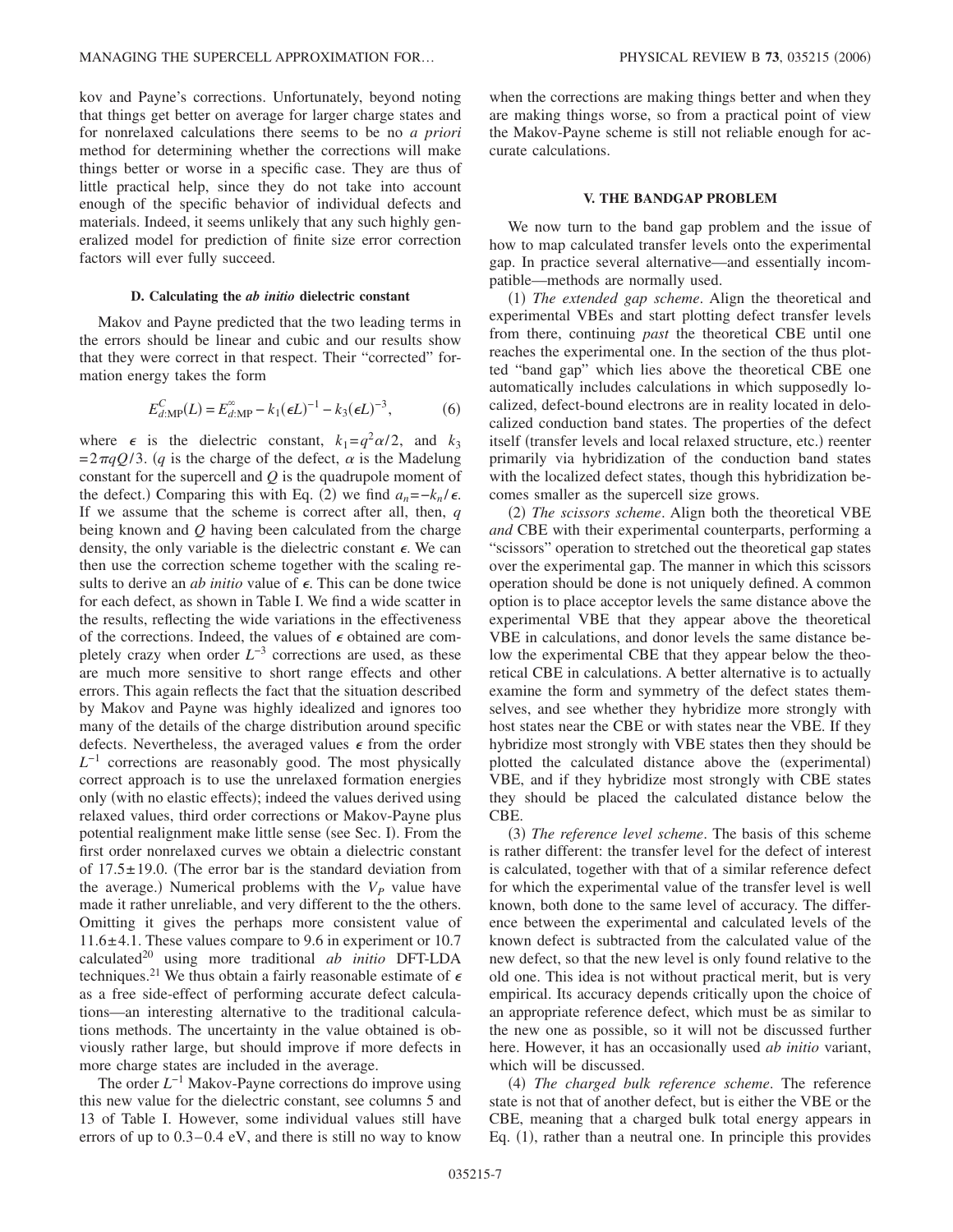kov and Payne's corrections. Unfortunately, beyond noting that things get better on average for larger charge states and for nonrelaxed calculations there seems to be no *a priori* method for determining whether the corrections will make things better or worse in a specific case. They are thus of little practical help, since they do not take into account enough of the specific behavior of individual defects and materials. Indeed, it seems unlikely that any such highly generalized model for prediction of finite size error correction factors will ever fully succeed.

### D. Calculating the *ab initio* dielectric constant

Makov and Payne predicted that the two leading terms in the errors should be linear and cubic and our results show that they were correct in that respect. Their "corrected" formation energy takes the form

$$E^{C}_{d:\mathrm{MP}}(L) = E^{\infty}_{d:\mathrm{MP}} - k_1(\epsilon L)^{-1} - k_3(\epsilon L)^{-3}, \tag{6}$$

where $\epsilon$ is the dielectric constant, $k_1 = q^2\alpha/2$, and $k_3 = 2\pi q Q/3$. ($q$ is the charge of the defect, $\alpha$ is the Madelung constant for the supercell and $Q$ is the quadrupole moment of the defect.) Comparing this with Eq. (2) we find $a_n = -k_n/\epsilon$. If we assume that the scheme is correct after all, then, $q$ being known and $Q$ having been calculated from the charge density, the only variable is the dielectric constant $\epsilon$. We can then use the correction scheme together with the scaling results to derive an *ab initio* value of $\epsilon$. This can be done twice for each defect, as shown in Table I. We find a wide scatter in the results, reflecting the wide variations in the effectiveness of the corrections. Indeed, the values of $\epsilon$ obtained are completely crazy when order $L^{-3}$ corrections are used, as these are much more sensitive to short range effects and other errors. This again reflects the fact that the situation described by Makov and Payne was highly idealized and ignores too many of the details of the charge distribution around specific defects. Nevertheless, the averaged values $\epsilon$ from the order $L^{-1}$ corrections are reasonably good. The most physically correct approach is to use the unrelaxed formation energies only (with no elastic effects); indeed the values derived using relaxed values, third order corrections or Makov-Payne plus potential realignment make little sense (see Sec. I). From the first order nonrelaxed curves we obtain a dielectric constant of $17.5 \pm 19.0$. (The error bar is the standard deviation from the average.) Numerical problems with the $V_P$ value have made it rather unreliable, and very different to the the others. Omitting it gives the perhaps more consistent value of $11.6 \pm 4.1$. These values compare to 9.6 in experiment or 10.7 calculated[20] using more traditional *ab initio* DFT-LDA techniques.[21] We thus obtain a fairly reasonable estimate of $\epsilon$ as a free side-effect of performing accurate defect calculations—an interesting alternative to the traditional calculations methods. The uncertainty in the value obtained is obviously rather large, but should improve if more defects in more charge states are included in the average.

The order $L^{-1}$ Makov-Payne corrections do improve using this new value for the dielectric constant, see columns 5 and 13 of Table I. However, some individual values still have errors of up to 0.3–0.4 eV, and there is still no way to know when the corrections are making things better and when they are making things worse, so from a practical point of view the Makov-Payne scheme is still not reliable enough for accurate calculations.

## V. THE BANDGAP PROBLEM

We now turn to the band gap problem and the issue of how to map calculated transfer levels onto the experimental gap. In practice several alternative—and essentially incompatible—methods are normally used.

(1) *The extended gap scheme*. Align the theoretical and experimental VBEs and start plotting defect transfer levels from there, continuing *past* the theoretical CBE until one reaches the experimental one. In the section of the thus plotted "band gap" which lies above the theoretical CBE one automatically includes calculations in which supposedly localized, defect-bound electrons are in reality located in delocalized conduction band states. The properties of the defect itself (transfer levels and local relaxed structure, etc.) reenter primarily via hybridization of the conduction band states with the localized defect states, though this hybridization becomes smaller as the supercell size grows.

(2) *The scissors scheme*. Align both the theoretical VBE *and* CBE with their experimental counterparts, performing a "scissors" operation to stretched out the theoretical gap states over the experimental gap. The manner in which this scissors operation should be done is not uniquely defined. A common option is to place acceptor levels the same distance above the experimental VBE that they appear above the theoretical VBE in calculations, and donor levels the same distance below the experimental CBE that they appear below the theoretical CBE in calculations. A better alternative is to actually examine the form and symmetry of the defect states themselves, and see whether they hybridize more strongly with host states near the CBE or with states near the VBE. If they hybridize most strongly with VBE states then they should be plotted the calculated distance above the (experimental) VBE, and if they hybridize most strongly with CBE states they should be placed the calculated distance below the CBE.

(3) *The reference level scheme*. The basis of this scheme is rather different: the transfer level for the defect of interest is calculated, together with that of a similar reference defect for which the experimental value of the transfer level is well known, both done to the same level of accuracy. The difference between the experimental and calculated levels of the known defect is subtracted from the calculated value of the new defect, so that the new level is only found relative to the old one. This idea is not without practical merit, but is very empirical. Its accuracy depends critically upon the choice of an appropriate reference defect, which must be as similar to the new one as possible, so it will not be discussed further here. However, it has an occasionally used *ab initio* variant, which will be discussed.

(4) *The charged bulk reference scheme*. The reference state is not that of another defect, but is either the VBE or the CBE, meaning that a charged bulk total energy appears in Eq. (1), rather than a neutral one. In principle this provides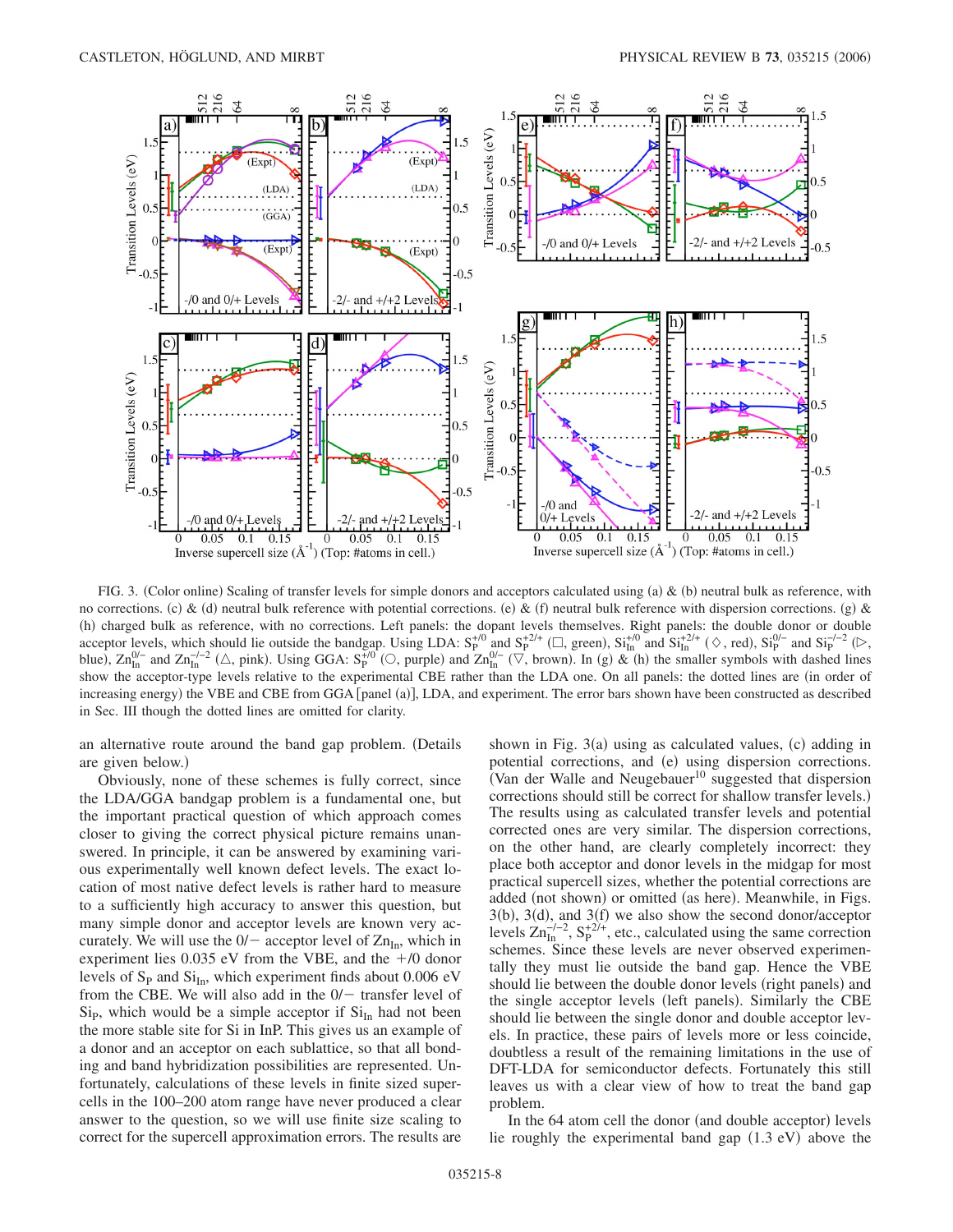FIG. 3. (Color online) Scaling of transfer levels for simple donors and acceptors calculated using (a) & (b) neutral bulk as reference, with no corrections. (c) & (d) neutral bulk reference with potential corrections. (e) & (f) neutral bulk reference with dispersion corrections. (g) & (h) charged bulk as reference, with no corrections. Left panels: the dopant levels themselves. Right panels: the double donor or double acceptor levels, which should lie outside the bandgap. Using LDA: $S_P^{+/0}$ and $S_P^{+2/+}$ (□, green), $Si_{In}^{+/0}$ and $Si_{In}^{+2/+}$ (◇, red), $Si_P^{0/-}$ and $Si_P^{-/-2}$ (▷, blue), $Zn_{In}^{0/-}$ and $Zn_{In}^{-/-2}$ (△, pink). Using GGA: $S_P^{+/0}$ (○, purple) and $Zn_{In}^{0/-}$ (▽, brown). In (g) & (h) the smaller symbols with dashed lines show the acceptor-type levels relative to the experimental CBE rather than the LDA one. On all panels: the dotted lines are (in order of increasing energy) the VBE and CBE from GGA [panel (a)], LDA, and experiment. The error bars shown have been constructed as described in Sec. III though the dotted lines are omitted for clarity.

an alternative route around the band gap problem. (Details are given below.)

Obviously, none of these schemes is fully correct, since the LDA/GGA bandgap problem is a fundamental one, but the important practical question of which approach comes closer to giving the correct physical picture remains unanswered. In principle, it can be answered by examining various experimentally well known defect levels. The exact location of most native defect levels is rather hard to measure to a sufficiently high accuracy to answer this question, but many simple donor and acceptor levels are known very accurately. We will use the 0/− acceptor level of $Zn_{In}$, which in experiment lies 0.035 eV from the VBE, and the +/0 donor levels of $S_P$ and $Si_{In}$, which experiment finds about 0.006 eV from the CBE. We will also add in the 0/− transfer level of $Si_P$, which would be a simple acceptor if $Si_{In}$ had not been the more stable site for Si in InP. This gives us an example of a donor and an acceptor on each sublattice, so that all bonding and band hybridization possibilities are represented. Unfortunately, calculations of these levels in finite sized supercells in the 100–200 atom range have never produced a clear answer to the question, so we will use finite size scaling to correct for the supercell approximation errors. The results are shown in Fig. 3(a) using as calculated values, (c) adding in potential corrections, and (e) using dispersion corrections. (Van der Walle and Neugebauer[10] suggested that dispersion corrections should still be correct for shallow transfer levels.) The results using as calculated transfer levels and potential corrected ones are very similar. The dispersion corrections, on the other hand, are clearly completely incorrect: they place both acceptor and donor levels in the midgap for most practical supercell sizes, whether the potential corrections are added (not shown) or omitted (as here). Meanwhile, in Figs. 3(b), 3(d), and 3(f) we also show the second donor/acceptor levels $Zn_{In}^{-/-2}$, $S_P^{2/+}$, etc., calculated using the same correction schemes. Since these levels are never observed experimentally they must lie outside the band gap. Hence the VBE should lie between the double donor levels (right panels) and the single acceptor levels (left panels). Similarly the CBE should lie between the single donor and double acceptor levels. In practice, these pairs of levels more or less coincide, doubtless a result of the remaining limitations in the use of DFT-LDA for semiconductor defects. Fortunately this still leaves us with a clear view of how to treat the band gap problem.

In the 64 atom cell the donor (and double acceptor) levels lie roughly the experimental band gap (1.3 eV) above the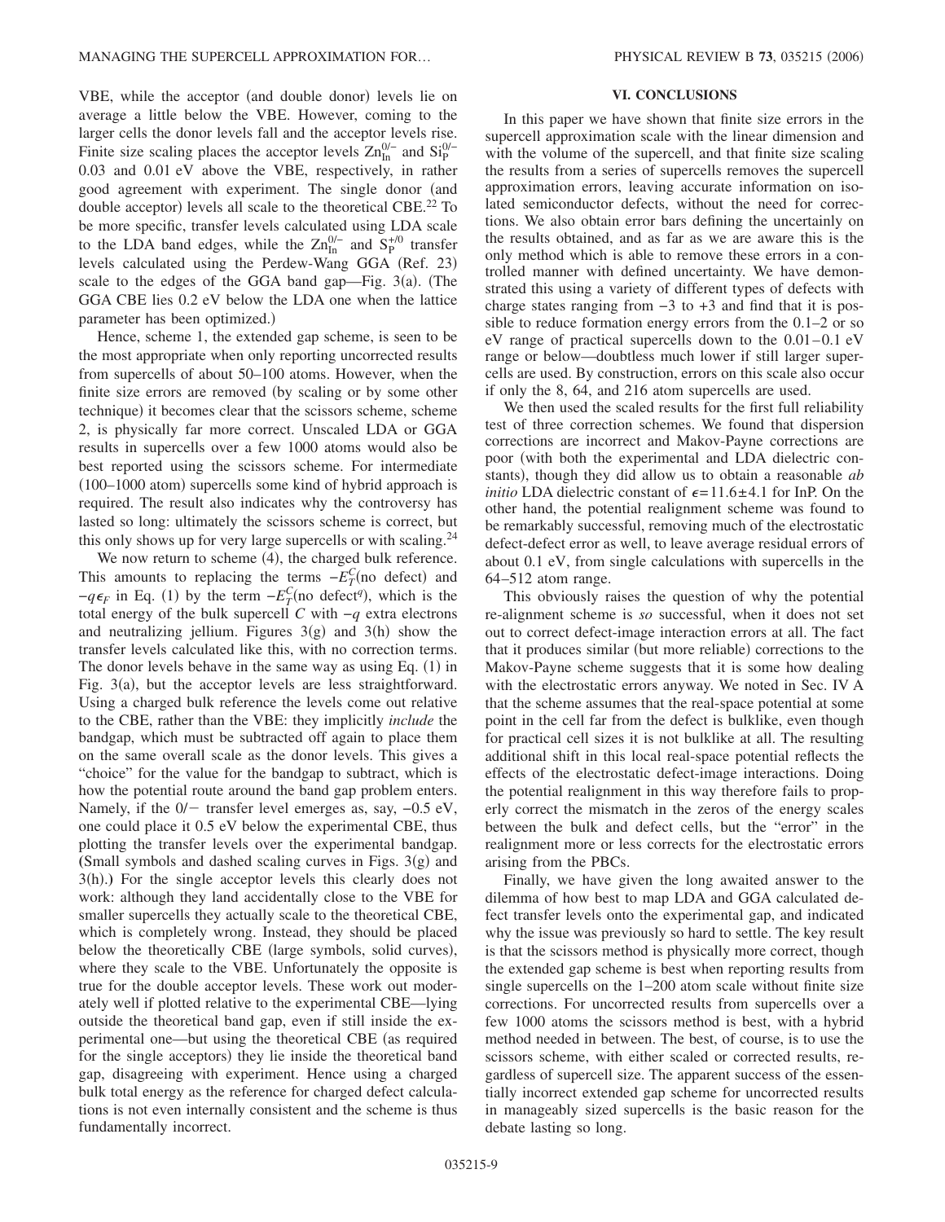VBE, while the acceptor (and double donor) levels lie on average a little below the VBE. However, coming to the larger cells the donor levels fall and the acceptor levels rise. Finite size scaling places the acceptor levels $Zn_{In}^{0/-}$ and $Si_P^{0/-}$ 0.03 and 0.01 eV above the VBE, respectively, in rather good agreement with experiment. The single donor (and double acceptor) levels all scale to the theoretical CBE.[22] To be more specific, transfer levels calculated using LDA scale to the LDA band edges, while the $Zn_{In}^{0/-}$ and $S_P^{+/0}$ transfer levels calculated using the Perdew-Wang GGA (Ref. 23) scale to the edges of the GGA band gap—Fig. 3(a). (The GGA CBE lies 0.2 eV below the LDA one when the lattice parameter has been optimized.)

Hence, scheme 1, the extended gap scheme, is seen to be the most appropriate when only reporting uncorrected results from supercells of about 50–100 atoms. However, when the finite size errors are removed (by scaling or by some other technique) it becomes clear that the scissors scheme, scheme 2, is physically far more correct. Unscaled LDA or GGA results in supercells over a few 1000 atoms would also be best reported using the scissors scheme. For intermediate (100–1000 atom) supercells some kind of hybrid approach is required. The result also indicates why the controversy has lasted so long: ultimately the scissors scheme is correct, but this only shows up for very large supercells or with scaling.[24]

We now return to scheme (4), the charged bulk reference. This amounts to replacing the terms $-E_T^C(\text{no defect})$ and $-q\epsilon_F$ in Eq. (1) by the term $-E_T^C(\text{no defect}^q)$, which is the total energy of the bulk supercell $C$ with $-q$ extra electrons and neutralizing jellium. Figures 3(g) and 3(h) show the transfer levels calculated like this, with no correction terms. The donor levels behave in the same way as using Eq. (1) in Fig. 3(a), but the acceptor levels are less straightforward. Using a charged bulk reference the levels come out relative to the CBE, rather than the VBE: they implicitly *include* the bandgap, which must be subtracted off again to place them on the same overall scale as the donor levels. This gives a "choice" for the value for the bandgap to subtract, which is how the potential route around the band gap problem enters. Namely, if the 0/− transfer level emerges as, say, −0.5 eV, one could place it 0.5 eV below the experimental CBE, thus plotting the transfer levels over the experimental bandgap. (Small symbols and dashed scaling curves in Figs. 3(g) and 3(h).) For the single acceptor levels this clearly does not work: although they land accidentally close to the VBE for smaller supercells they actually scale to the theoretical CBE, which is completely wrong. Instead, they should be placed below the theoretically CBE (large symbols, solid curves), where they scale to the VBE. Unfortunately the opposite is true for the double acceptor levels. These work out moderately well if plotted relative to the experimental CBE—lying outside the theoretical band gap, even if still inside the experimental one—but using the theoretical CBE (as required for the single acceptors) they lie inside the theoretical band gap, disagreeing with experiment. Hence using a charged bulk total energy as the reference for charged defect calculations is not even internally consistent and the scheme is thus fundamentally incorrect.

## VI. CONCLUSIONS

In this paper we have shown that finite size errors in the supercell approximation scale with the linear dimension and with the volume of the supercell, and that finite size scaling the results from a series of supercells removes the supercell approximation errors, leaving accurate information on isolated semiconductor defects, without the need for corrections. We also obtain error bars defining the uncertainly on the results obtained, and as far as we are aware this is the only method which is able to remove these errors in a controlled manner with defined uncertainty. We have demonstrated this using a variety of different types of defects with charge states ranging from −3 to +3 and find that it is possible to reduce formation energy errors from the 0.1–2 or so eV range of practical supercells down to the 0.01–0.1 eV range or below—doubtless much lower if still larger supercells are used. By construction, errors on this scale also occur if only the 8, 64, and 216 atom supercells are used.

We then used the scaled results for the first full reliability test of three correction schemes. We found that dispersion corrections are incorrect and Makov-Payne corrections are poor (with both the experimental and LDA dielectric constants), though they did allow us to obtain a reasonable *ab initio* LDA dielectric constant of $\epsilon = 11.6 \pm 4.1$ for InP. On the other hand, the potential realignment scheme was found to be remarkably successful, removing much of the electrostatic defect-defect error as well, to leave average residual errors of about 0.1 eV, from single calculations with supercells in the 64–512 atom range.

This obviously raises the question of why the potential re-alignment scheme is *so* successful, when it does not set out to correct defect-image interaction errors at all. The fact that it produces similar (but more reliable) corrections to the Makov-Payne scheme suggests that it is some how dealing with the electrostatic errors anyway. We noted in Sec. IV A that the scheme assumes that the real-space potential at some point in the cell far from the defect is bulklike, even though for practical cell sizes it is not bulklike at all. The resulting additional shift in this local real-space potential reflects the effects of the electrostatic defect-image interactions. Doing the potential realignment in this way therefore fails to properly correct the mismatch in the zeros of the energy scales between the bulk and defect cells, but the "error" in the realignment more or less corrects for the electrostatic errors arising from the PBCs.

Finally, we have given the long awaited answer to the dilemma of how best to map LDA and GGA calculated defect transfer levels onto the experimental gap, and indicated why the issue was previously so hard to settle. The key result is that the scissors method is physically more correct, though the extended gap scheme is best when reporting results from single supercells on the 1–200 atom scale without finite size corrections. For uncorrected results from supercells over a few 1000 atoms the scissors method is best, with a hybrid method needed in between. The best, of course, is to use the scissors scheme, with either scaled or corrected results, regardless of supercell size. The apparent success of the essentially incorrect extended gap scheme for uncorrected results in manageably sized supercells is the basic reason for the debate lasting so long.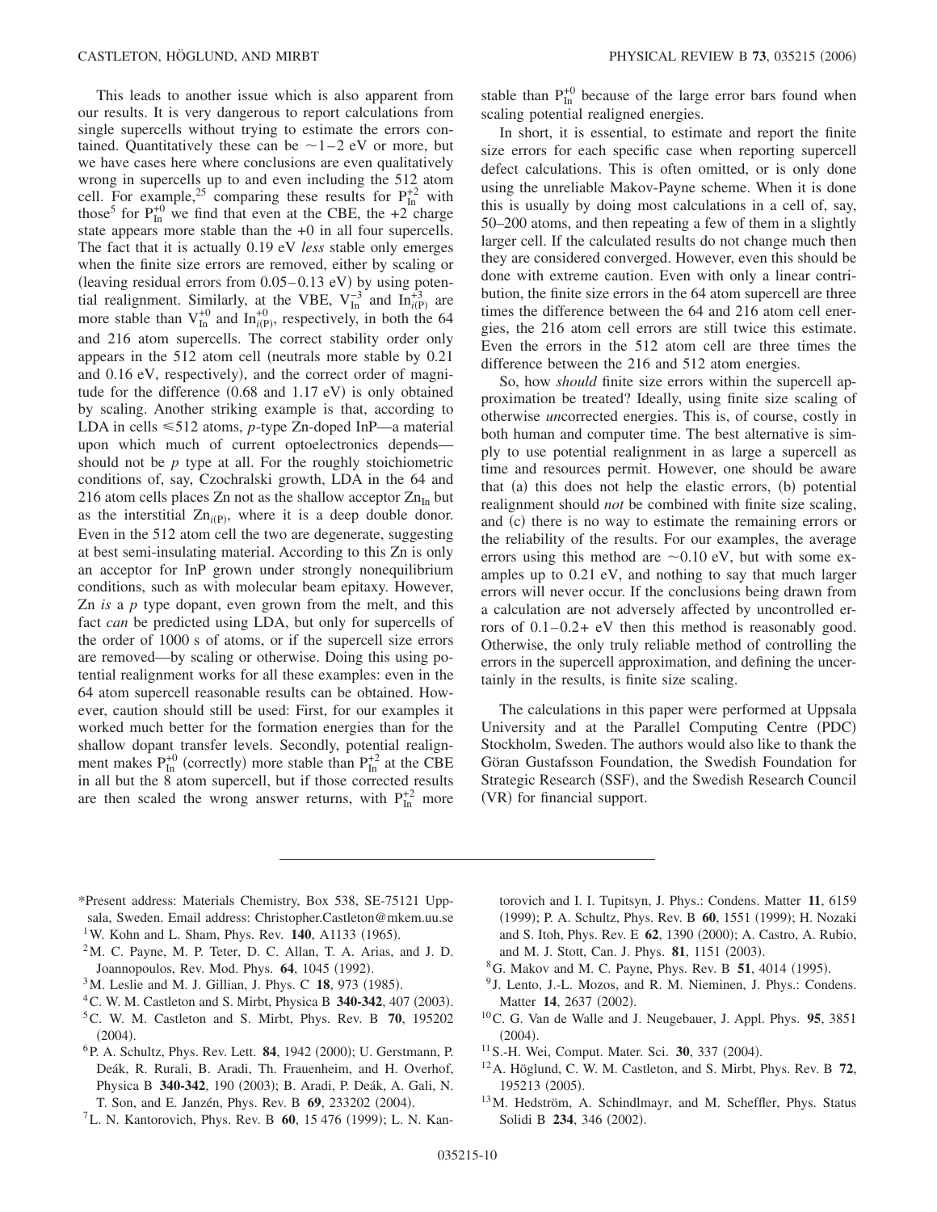This leads to another issue which is also apparent from our results. It is very dangerous to report calculations from single supercells without trying to estimate the errors contained. Quantitatively these can be $\sim$1–2 eV or more, but we have cases here where conclusions are even qualitatively wrong in supercells up to and even including the 512 atom cell. For example,[25] comparing these results for $P_{In}^{+2}$ with those[5] for $P_{In}^{+0}$ we find that even at the CBE, the +2 charge state appears more stable than the +0 in all four supercells. The fact that it is actually 0.19 eV *less* stable only emerges when the finite size errors are removed, either by scaling or (leaving residual errors from 0.05–0.13 eV) by using potential realignment. Similarly, at the VBE, $V_{In}^{-3}$ and $In_{i(P)}^{+3}$ are more stable than $V_{In}^{+0}$ and $In_{i(P)}^{+0}$, respectively, in both the 64 and 216 atom supercells. The correct stability order only appears in the 512 atom cell (neutrals more stable by 0.21 and 0.16 eV, respectively), and the correct order of magnitude for the difference (0.68 and 1.17 eV) is only obtained by scaling. Another striking example is that, according to LDA in cells $\leq$512 atoms, *p*-type Zn-doped InP—a material upon which much of current optoelectronics depends—should not be *p* type at all. For the roughly stoichiometric conditions of, say, Czochralski growth, LDA in the 64 and 216 atom cells places Zn not as the shallow acceptor $Zn_{In}$ but as the interstitial $Zn_{i(P)}$, where it is a deep double donor. Even in the 512 atom cell the two are degenerate, suggesting at best semi-insulating material. According to this Zn is only an acceptor for InP grown under strongly nonequilibrium conditions, such as with molecular beam epitaxy. However, Zn *is* a *p* type dopant, even grown from the melt, and this fact *can* be predicted using LDA, but only for supercells of the order of 1000 s of atoms, or if the supercell size errors are removed—by scaling or otherwise. Doing this using potential realignment works for all these examples: even in the 64 atom supercell reasonable results can be obtained. However, caution should still be used: First, for our examples it worked much better for the formation energies than for the shallow dopant transfer levels. Secondly, potential realignment makes $P_{In}^{+0}$ (correctly) more stable than $P_{In}^{+2}$ at the CBE in all but the 8 atom supercell, but if those corrected results are then scaled the wrong answer returns, with $P_{In}^{+2}$ more stable than $P_{In}^{+0}$ because of the large error bars found when scaling potential realigned energies.

In short, it is essential, to estimate and report the finite size errors for each specific case when reporting supercell defect calculations. This is often omitted, or is only done using the unreliable Makov-Payne scheme. When it is done this is usually by doing most calculations in a cell of, say, 50–200 atoms, and then repeating a few of them in a slightly larger cell. If the calculated results do not change much then they are considered converged. However, even this should be done with extreme caution. Even with only a linear contribution, the finite size errors in the 64 atom supercell are three times the difference between the 64 and 216 atom cell energies, the 216 atom cell errors are still twice this estimate. Even the errors in the 512 atom cell are three times the difference between the 216 and 512 atom energies.

So, how *should* finite size errors within the supercell approximation be treated? Ideally, using finite size scaling of otherwise *un*corrected energies. This is, of course, costly in both human and computer time. The best alternative is simply to use potential realignment in as large a supercell as time and resources permit. However, one should be aware that (a) this does not help the elastic errors, (b) potential realignment should *not* be combined with finite size scaling, and (c) there is no way to estimate the remaining errors or the reliability of the results. For our examples, the average errors using this method are $\sim$0.10 eV, but with some examples up to 0.21 eV, and nothing to say that much larger errors will never occur. If the conclusions being drawn from a calculation are not adversely affected by uncontrolled errors of 0.1–0.2+ eV then this method is reasonably good. Otherwise, the only truly reliable method of controlling the errors in the supercell approximation, and defining the uncertainly in the results, is finite size scaling.

The calculations in this paper were performed at Uppsala University and at the Parallel Computing Centre (PDC) Stockholm, Sweden. The authors would also like to thank the Göran Gustafsson Foundation, the Swedish Foundation for Strategic Research (SSF), and the Swedish Research Council (VR) for financial support.

---

*Present address: Materials Chemistry, Box 538, SE-75121 Uppsala, Sweden. Email address: Christopher.Castleton@mkem.uu.se

[1] W. Kohn and L. Sham, Phys. Rev. **140**, A1133 (1965).

[2] M. C. Payne, M. P. Teter, D. C. Allan, T. A. Arias, and J. D. Joannopoulos, Rev. Mod. Phys. **64**, 1045 (1992).

[3] M. Leslie and M. J. Gillian, J. Phys. C **18**, 973 (1985).

[4] C. W. M. Castleton and S. Mirbt, Physica B **340-342**, 407 (2003).

[5] C. W. M. Castleton and S. Mirbt, Phys. Rev. B **70**, 195202 (2004).

[6] P. A. Schultz, Phys. Rev. Lett. **84**, 1942 (2000); U. Gerstmann, P. Deák, R. Rurali, B. Aradi, Th. Frauenheim, and H. Overhof, Physica B **340-342**, 190 (2003); B. Aradi, P. Deák, A. Gali, N. T. Son, and E. Janzén, Phys. Rev. B **69**, 233202 (2004).

[7] L. N. Kantorovich, Phys. Rev. B **60**, 15 476 (1999); L. N. Kantorovich and I. I. Tupitsyn, J. Phys.: Condens. Matter **11**, 6159 (1999); P. A. Schultz, Phys. Rev. B **60**, 1551 (1999); H. Nozaki and S. Itoh, Phys. Rev. E **62**, 1390 (2000); A. Castro, A. Rubio, and M. J. Stott, Can. J. Phys. **81**, 1151 (2003).

[8] G. Makov and M. C. Payne, Phys. Rev. B **51**, 4014 (1995).

[9] J. Lento, J.-L. Mozos, and R. M. Nieminen, J. Phys.: Condens. Matter **14**, 2637 (2002).

[10] C. G. Van de Walle and J. Neugebauer, J. Appl. Phys. **95**, 3851 (2004).

[11] S.-H. Wei, Comput. Mater. Sci. **30**, 337 (2004).

[12] A. Höglund, C. W. M. Castleton, and S. Mirbt, Phys. Rev. B **72**, 195213 (2005).

[13] M. Hedström, A. Schindlmayr, and M. Scheffler, Phys. Status Solidi B **234**, 346 (2002).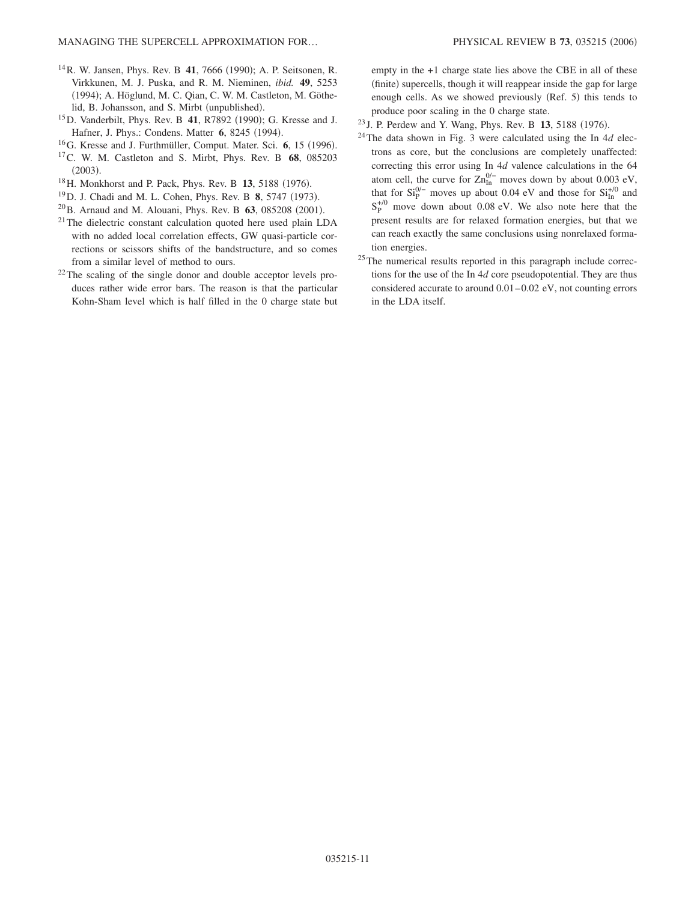[14] R. W. Jansen, Phys. Rev. B **41**, 7666 (1990); A. P. Seitsonen, R. Virkkunen, M. J. Puska, and R. M. Nieminen, *ibid.* **49**, 5253 (1994); A. Höglund, M. C. Qian, C. W. M. Castleton, M. Göthelid, B. Johansson, and S. Mirbt (unpublished).

[15] D. Vanderbilt, Phys. Rev. B **41**, R7892 (1990); G. Kresse and J. Hafner, J. Phys.: Condens. Matter **6**, 8245 (1994).

[16] G. Kresse and J. Furthmüller, Comput. Mater. Sci. **6**, 15 (1996).

[17] C. W. M. Castleton and S. Mirbt, Phys. Rev. B **68**, 085203 (2003).

[18] H. Monkhorst and P. Pack, Phys. Rev. B **13**, 5188 (1976).

[19] D. J. Chadi and M. L. Cohen, Phys. Rev. B **8**, 5747 (1973).

[20] B. Arnaud and M. Alouani, Phys. Rev. B **63**, 085208 (2001).

[21] The dielectric constant calculation quoted here used plain LDA with no added local correlation effects, GW quasi-particle corrections or scissors shifts of the bandstructure, and so comes from a similar level of method to ours.

[22] The scaling of the single donor and double acceptor levels produces rather wide error bars. The reason is that the particular Kohn-Sham level which is half filled in the 0 charge state but empty in the +1 charge state lies above the CBE in all of these (finite) supercells, though it will reappear inside the gap for large enough cells. As we showed previously (Ref. 5) this tends to produce poor scaling in the 0 charge state.

[23] J. P. Perdew and Y. Wang, Phys. Rev. B **13**, 5188 (1976).

[24] The data shown in Fig. 3 were calculated using the In 4*d* electrons as core, but the conclusions are completely unaffected: correcting this error using In 4*d* valence calculations in the 64 atom cell, the curve for $Zn_{In}^{0/-}$ moves down by about 0.003 eV, that for $Si_{P}^{0/-}$ moves up about 0.04 eV and those for $Si_{In}^{+/0}$ and $S_{P}^{+/0}$ move down about 0.08 eV. We also note here that the present results are for relaxed formation energies, but that we can reach exactly the same conclusions using nonrelaxed formation energies.

[25] The numerical results reported in this paragraph include corrections for the use of the In 4*d* core pseudopotential. They are thus considered accurate to around 0.01–0.02 eV, not counting errors in the LDA itself.